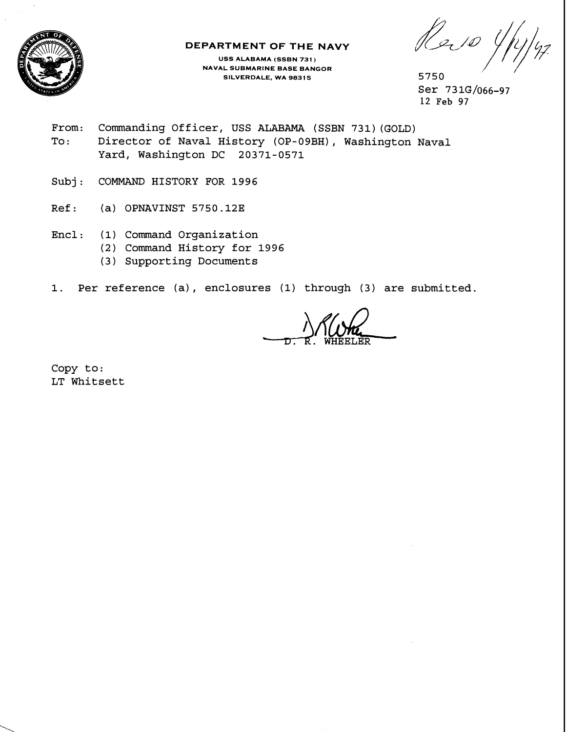**DEPARTMENT OF THE NAVY**

USS ALABAMA (SSBN 731)
NAVAL SUBMARINE BASE BANGOR
SILVERDALE, WA 98315

Rec'd 4/14/97

5750
Ser 731G/066-97
12 Feb 97

From: Commanding Officer, USS ALABAMA (SSBN 731)(GOLD)
To: Director of Naval History (OP-09BH), Washington Naval Yard, Washington DC 20371-0571

Subj: COMMAND HISTORY FOR 1996

Ref: (a) OPNAVINST 5750.12E

Encl: (1) Command Organization
(2) Command History for 1996
(3) Supporting Documents

1. Per reference (a), enclosures (1) through (3) are submitted.

D. R. WHEELER

Copy to:
LT Whitsett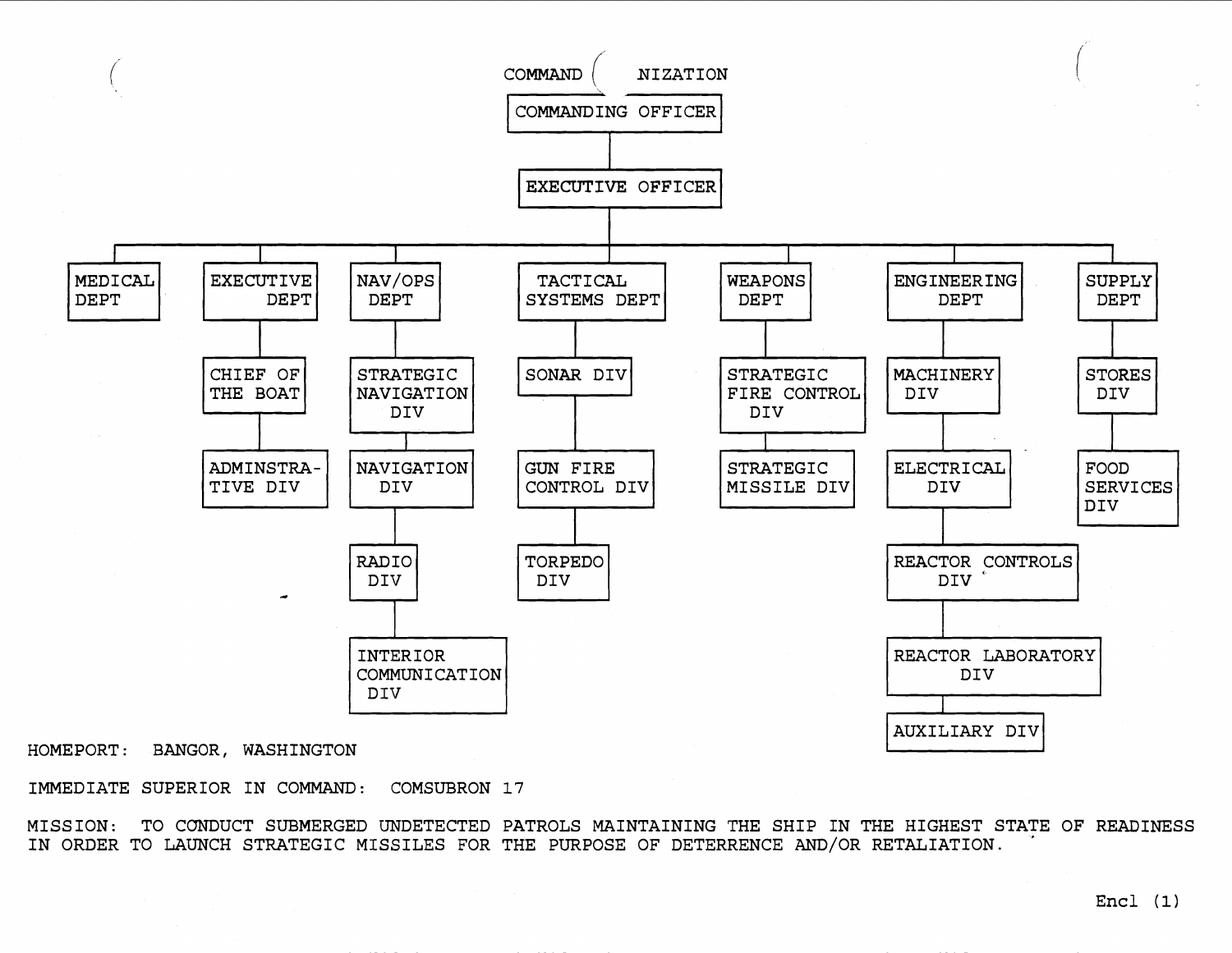COMMAND ( NIZATION

- COMMANDING OFFICER
  - EXECUTIVE OFFICER
    - MEDICAL DEPT
    - EXECUTIVE DEPT
      - CHIEF OF THE BOAT
      - ADMINSTRA-TIVE DIV
    - NAV/OPS DEPT
      - STRATEGIC NAVIGATION DIV
      - NAVIGATION DIV
      - RADIO DIV
      - INTERIOR COMMUNICATION DIV
    - TACTICAL SYSTEMS DEPT
      - SONAR DIV
      - GUN FIRE CONTROL DIV
      - TORPEDO DIV
    - WEAPONS DEPT
      - STRATEGIC FIRE CONTROL DIV
      - STRATEGIC MISSILE DIV
    - ENGINEERING DEPT
      - MACHINERY DIV
      - ELECTRICAL DIV
      - REACTOR CONTROLS DIV
      - REACTOR LABORATORY DIV
      - AUXILIARY DIV
    - SUPPLY DEPT
      - STORES DIV
      - FOOD SERVICES DIV

HOMEPORT: BANGOR, WASHINGTON

IMMEDIATE SUPERIOR IN COMMAND: COMSUBRON 17

MISSION: TO CONDUCT SUBMERGED UNDETECTED PATROLS MAINTAINING THE SHIP IN THE HIGHEST STATE OF READINESS IN ORDER TO LAUNCH STRATEGIC MISSILES FOR THE PURPOSE OF DETERRENCE AND/OR RETALIATION.

Encl (1)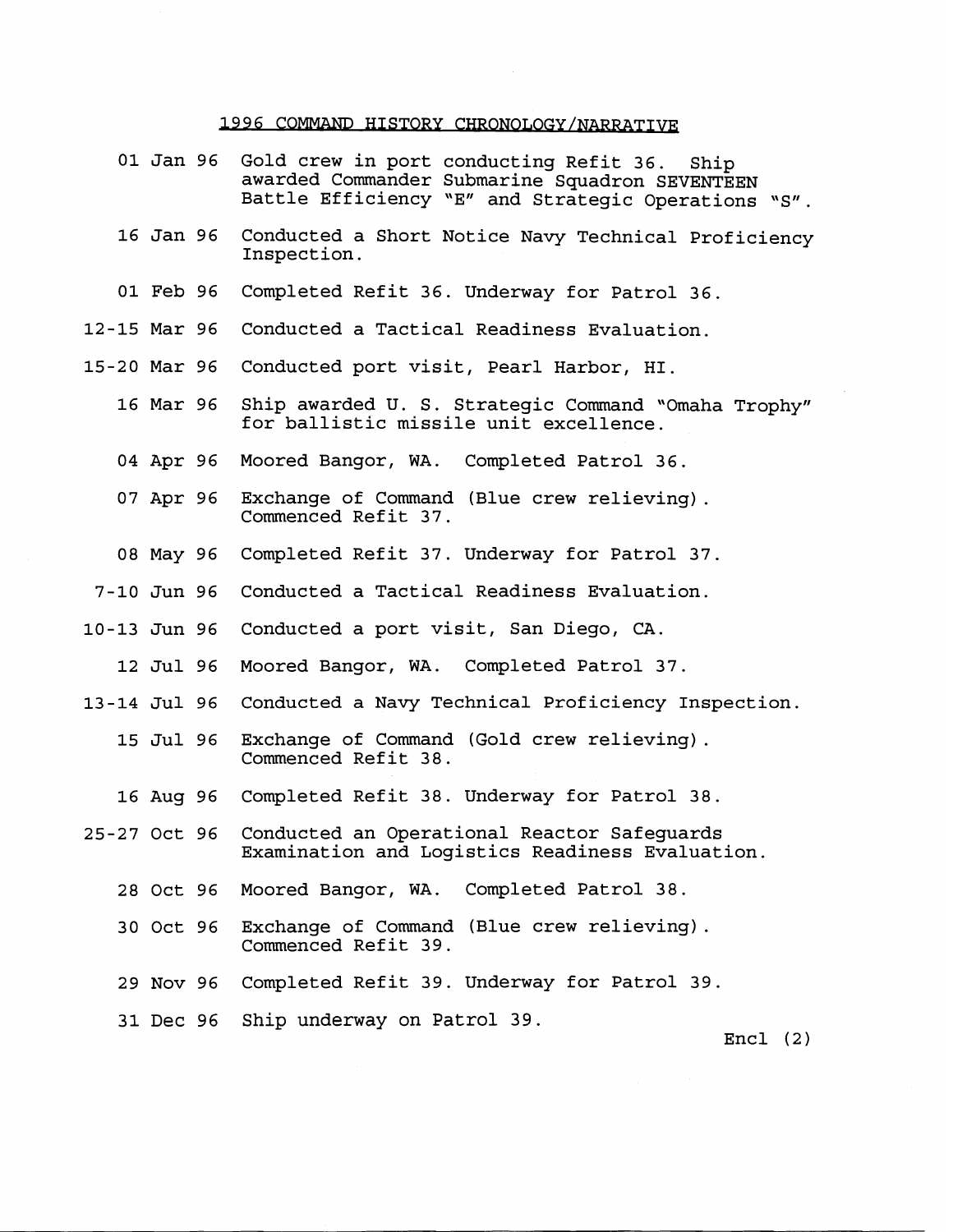# 1996 COMMAND HISTORY CHRONOLOGY/NARRATIVE

| | |
|---|---|
| 01 Jan 96 | Gold crew in port conducting Refit 36. Ship awarded Commander Submarine Squadron SEVENTEEN Battle Efficiency "E" and Strategic Operations "S". |
| 16 Jan 96 | Conducted a Short Notice Navy Technical Proficiency Inspection. |
| 01 Feb 96 | Completed Refit 36. Underway for Patrol 36. |
| 12-15 Mar 96 | Conducted a Tactical Readiness Evaluation. |
| 15-20 Mar 96 | Conducted port visit, Pearl Harbor, HI. |
| 16 Mar 96 | Ship awarded U. S. Strategic Command "Omaha Trophy" for ballistic missile unit excellence. |
| 04 Apr 96 | Moored Bangor, WA. Completed Patrol 36. |
| 07 Apr 96 | Exchange of Command (Blue crew relieving). Commenced Refit 37. |
| 08 May 96 | Completed Refit 37. Underway for Patrol 37. |
| 7-10 Jun 96 | Conducted a Tactical Readiness Evaluation. |
| 10-13 Jun 96 | Conducted a port visit, San Diego, CA. |
| 12 Jul 96 | Moored Bangor, WA. Completed Patrol 37. |
| 13-14 Jul 96 | Conducted a Navy Technical Proficiency Inspection. |
| 15 Jul 96 | Exchange of Command (Gold crew relieving). Commenced Refit 38. |
| 16 Aug 96 | Completed Refit 38. Underway for Patrol 38. |
| 25-27 Oct 96 | Conducted an Operational Reactor Safeguards Examination and Logistics Readiness Evaluation. |
| 28 Oct 96 | Moored Bangor, WA. Completed Patrol 38. |
| 30 Oct 96 | Exchange of Command (Blue crew relieving). Commenced Refit 39. |
| 29 Nov 96 | Completed Refit 39. Underway for Patrol 39. |
| 31 Dec 96 | Ship underway on Patrol 39. |

Encl (2)